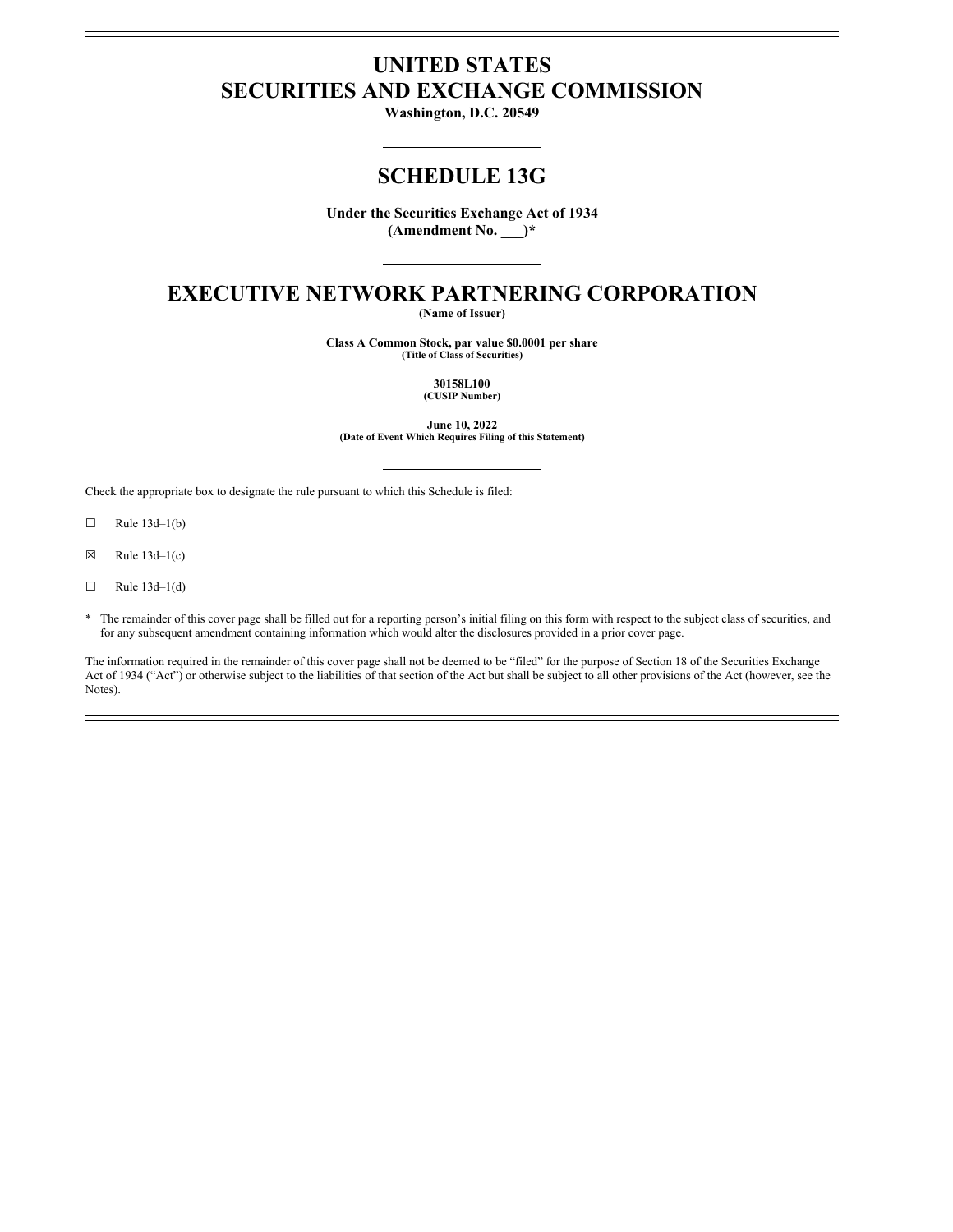# UNITED STATES
# SECURITIES AND EXCHANGE COMMISSION

**Washington, D.C. 20549**

---

## SCHEDULE 13G

**Under the Securities Exchange Act of 1934**
**(Amendment No. ___)***

---

# EXECUTIVE NETWORK PARTNERING CORPORATION

**(Name of Issuer)**

**Class A Common Stock, par value $0.0001 per share**
**(Title of Class of Securities)**

**30158L100**
**(CUSIP Number)**

**June 10, 2022**
**(Date of Event Which Requires Filing of this Statement)**

---

Check the appropriate box to designate the rule pursuant to which this Schedule is filed:

☐ Rule 13d–1(b)

☒ Rule 13d–1(c)

☐ Rule 13d–1(d)

* The remainder of this cover page shall be filled out for a reporting person's initial filing on this form with respect to the subject class of securities, and for any subsequent amendment containing information which would alter the disclosures provided in a prior cover page.

The information required in the remainder of this cover page shall not be deemed to be "filed" for the purpose of Section 18 of the Securities Exchange Act of 1934 ("Act") or otherwise subject to the liabilities of that section of the Act but shall be subject to all other provisions of the Act (however, see the Notes).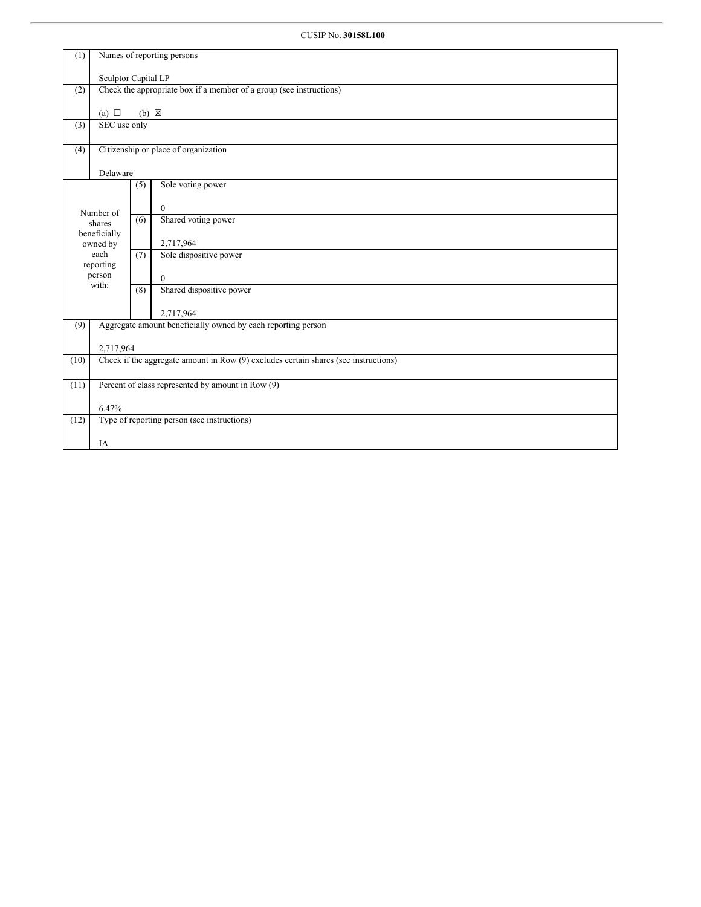CUSIP No. **30158L100**

| (1) | Names of reporting persons<br><br>Sculptor Capital LP | | |
|---|---|---|---|
| (2) | Check the appropriate box if a member of a group (see instructions)<br><br>(a) ☐ (b) ☒ | | |
| (3) | SEC use only | | |
| (4) | Citizenship or place of organization<br><br>Delaware | | |
| Number of shares beneficially owned by each reporting person with: | | (5) | Sole voting power<br><br>0 |
| | | (6) | Shared voting power<br><br>2,717,964 |
| | | (7) | Sole dispositive power<br><br>0 |
| | | (8) | Shared dispositive power<br><br>2,717,964 |
| (9) | Aggregate amount beneficially owned by each reporting person<br><br>2,717,964 | | |
| (10) | Check if the aggregate amount in Row (9) excludes certain shares (see instructions) | | |
| (11) | Percent of class represented by amount in Row (9)<br><br>6.47% | | |
| (12) | Type of reporting person (see instructions)<br><br>IA | | |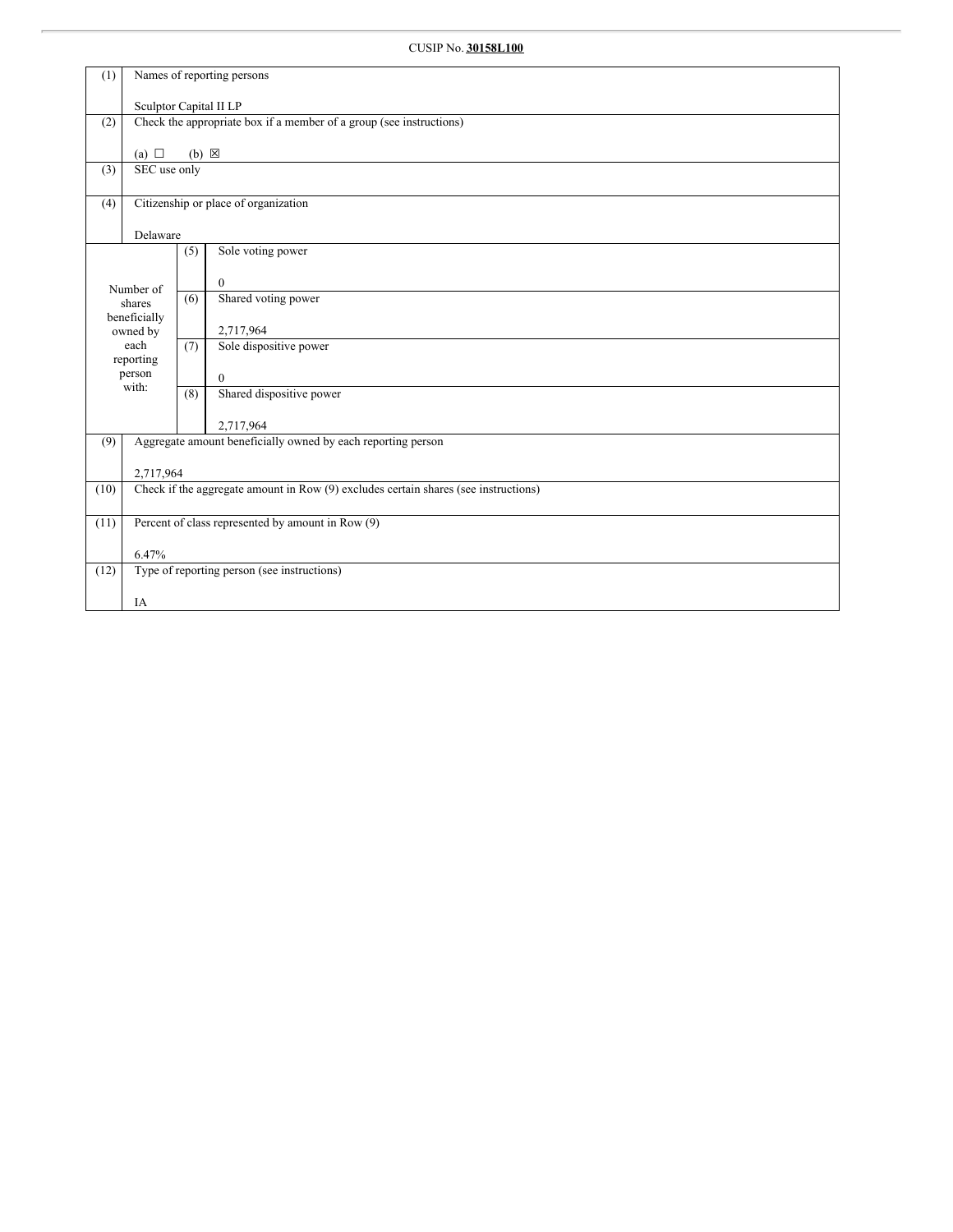CUSIP No. **30158L100**

| (1) | Names of reporting persons<br><br>Sculptor Capital II LP | | |
|---|---|---|---|
| (2) | Check the appropriate box if a member of a group (see instructions)<br><br>(a) ☐ (b) ☒ | | |
| (3) | SEC use only | | |
| (4) | Citizenship or place of organization<br><br>Delaware | | |
| Number of shares beneficially owned by each reporting person with: | | (5) | Sole voting power<br><br>0 |
| | | (6) | Shared voting power<br><br>2,717,964 |
| | | (7) | Sole dispositive power<br><br>0 |
| | | (8) | Shared dispositive power<br><br>2,717,964 |
| (9) | Aggregate amount beneficially owned by each reporting person<br><br>2,717,964 | | |
| (10) | Check if the aggregate amount in Row (9) excludes certain shares (see instructions) | | |
| (11) | Percent of class represented by amount in Row (9)<br><br>6.47% | | |
| (12) | Type of reporting person (see instructions)<br><br>IA | | |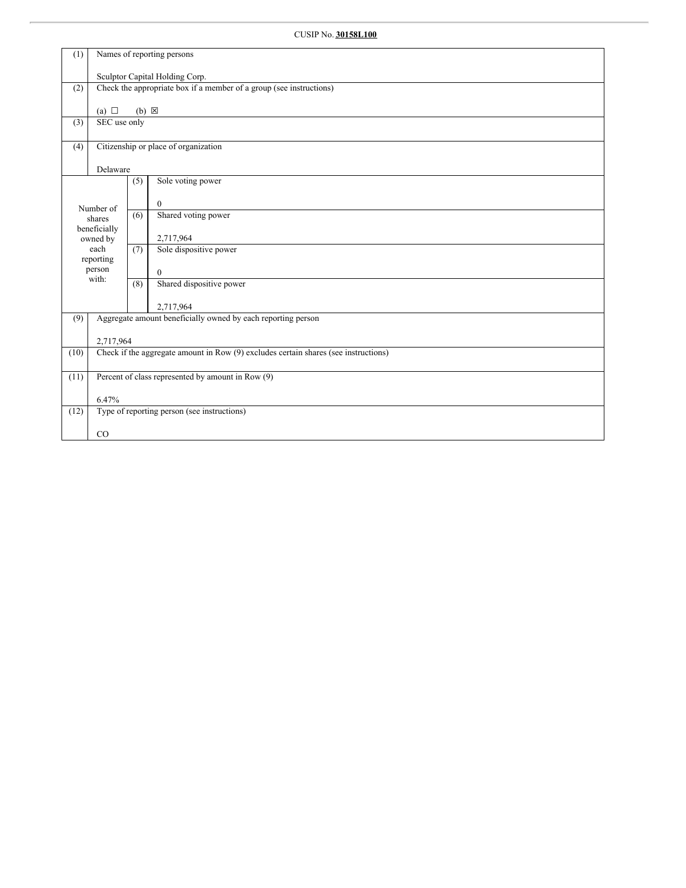CUSIP No. **30158L100**

| (1) | Names of reporting persons<br><br>Sculptor Capital Holding Corp. | | |
|---|---|---|---|
| (2) | Check the appropriate box if a member of a group (see instructions)<br><br>(a) ☐ (b) ☒ | | |
| (3) | SEC use only | | |
| (4) | Citizenship or place of organization<br><br>Delaware | | |
| Number of shares beneficially owned by each reporting person with: | | (5) | Sole voting power<br><br>0 |
| | | (6) | Shared voting power<br><br>2,717,964 |
| | | (7) | Sole dispositive power<br><br>0 |
| | | (8) | Shared dispositive power<br><br>2,717,964 |
| (9) | Aggregate amount beneficially owned by each reporting person<br><br>2,717,964 | | |
| (10) | Check if the aggregate amount in Row (9) excludes certain shares (see instructions) | | |
| (11) | Percent of class represented by amount in Row (9)<br><br>6.47% | | |
| (12) | Type of reporting person (see instructions)<br><br>CO | | |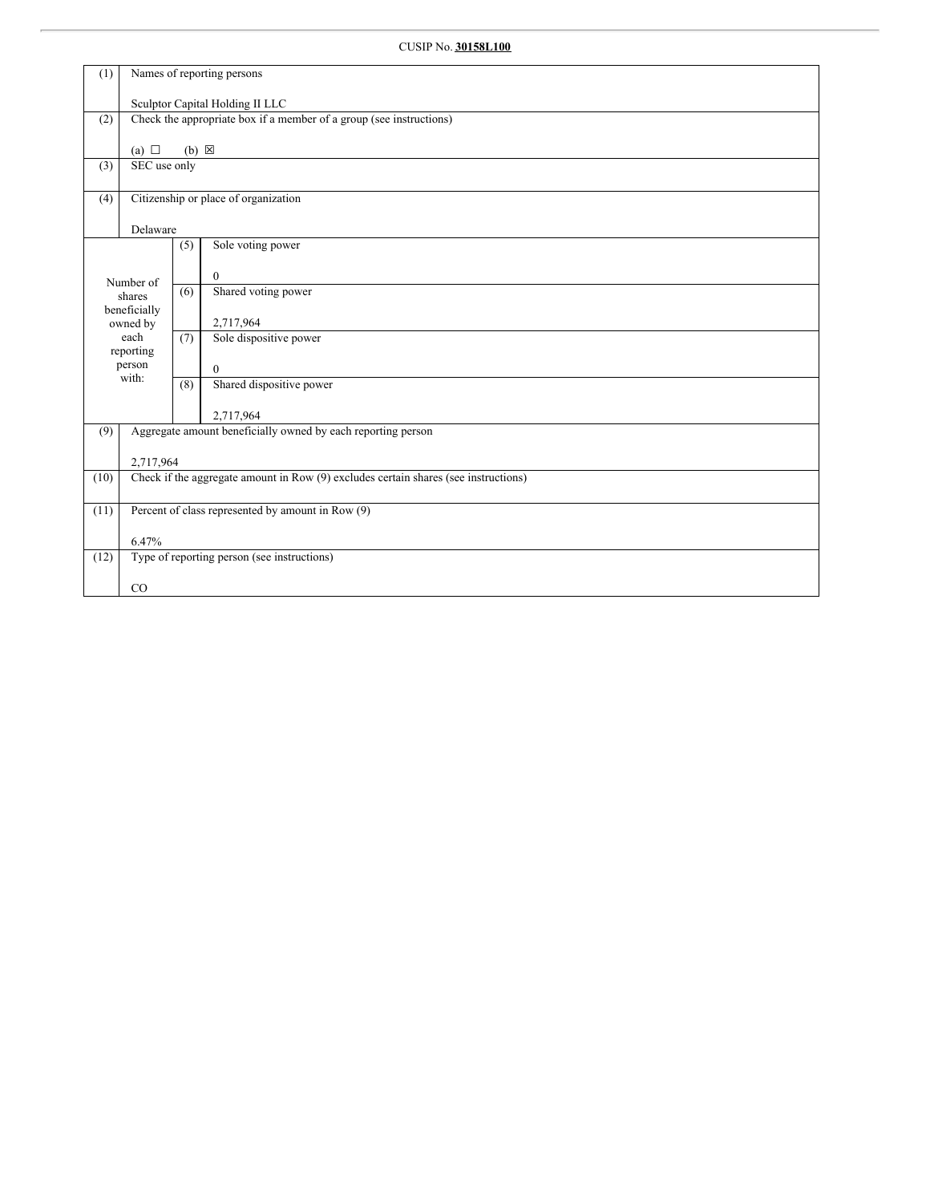CUSIP No. **30158L100**

| (1) | Names of reporting persons<br><br>Sculptor Capital Holding II LLC | | |
|---|---|---|---|
| (2) | Check the appropriate box if a member of a group (see instructions)<br><br>(a) ☐ (b) ☒ | | |
| (3) | SEC use only | | |
| (4) | Citizenship or place of organization<br><br>Delaware | | |
| Number of shares beneficially owned by each reporting person with: | (5) | Sole voting power<br><br>0 | |
| | (6) | Shared voting power<br><br>2,717,964 | |
| | (7) | Sole dispositive power<br><br>0 | |
| | (8) | Shared dispositive power<br><br>2,717,964 | |
| (9) | Aggregate amount beneficially owned by each reporting person<br><br>2,717,964 | | |
| (10) | Check if the aggregate amount in Row (9) excludes certain shares (see instructions) | | |
| (11) | Percent of class represented by amount in Row (9)<br><br>6.47% | | |
| (12) | Type of reporting person (see instructions)<br><br>CO | | |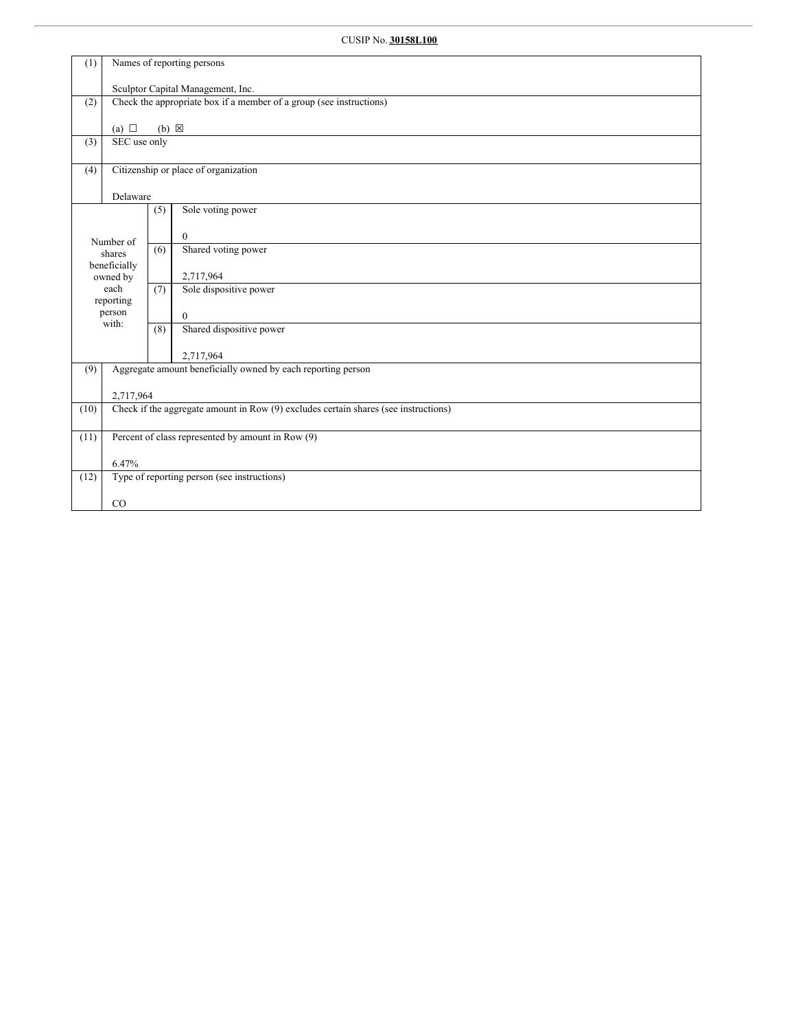CUSIP No. **30158L100**

| | | | |
|---|---|---|---|
| (1) | Names of reporting persons<br><br>Sculptor Capital Management, Inc. | | |
| (2) | Check the appropriate box if a member of a group (see instructions)<br><br>(a) ☐ (b) ☒ | | |
| (3) | SEC use only | | |
| (4) | Citizenship or place of organization<br><br>Delaware | | |
| Number of shares beneficially owned by each reporting person with: | | (5) | Sole voting power<br><br>0 |
| | | (6) | Shared voting power<br><br>2,717,964 |
| | | (7) | Sole dispositive power<br><br>0 |
| | | (8) | Shared dispositive power<br><br>2,717,964 |
| (9) | Aggregate amount beneficially owned by each reporting person<br><br>2,717,964 | | |
| (10) | Check if the aggregate amount in Row (9) excludes certain shares (see instructions) | | |
| (11) | Percent of class represented by amount in Row (9)<br><br>6.47% | | |
| (12) | Type of reporting person (see instructions)<br><br>CO | | |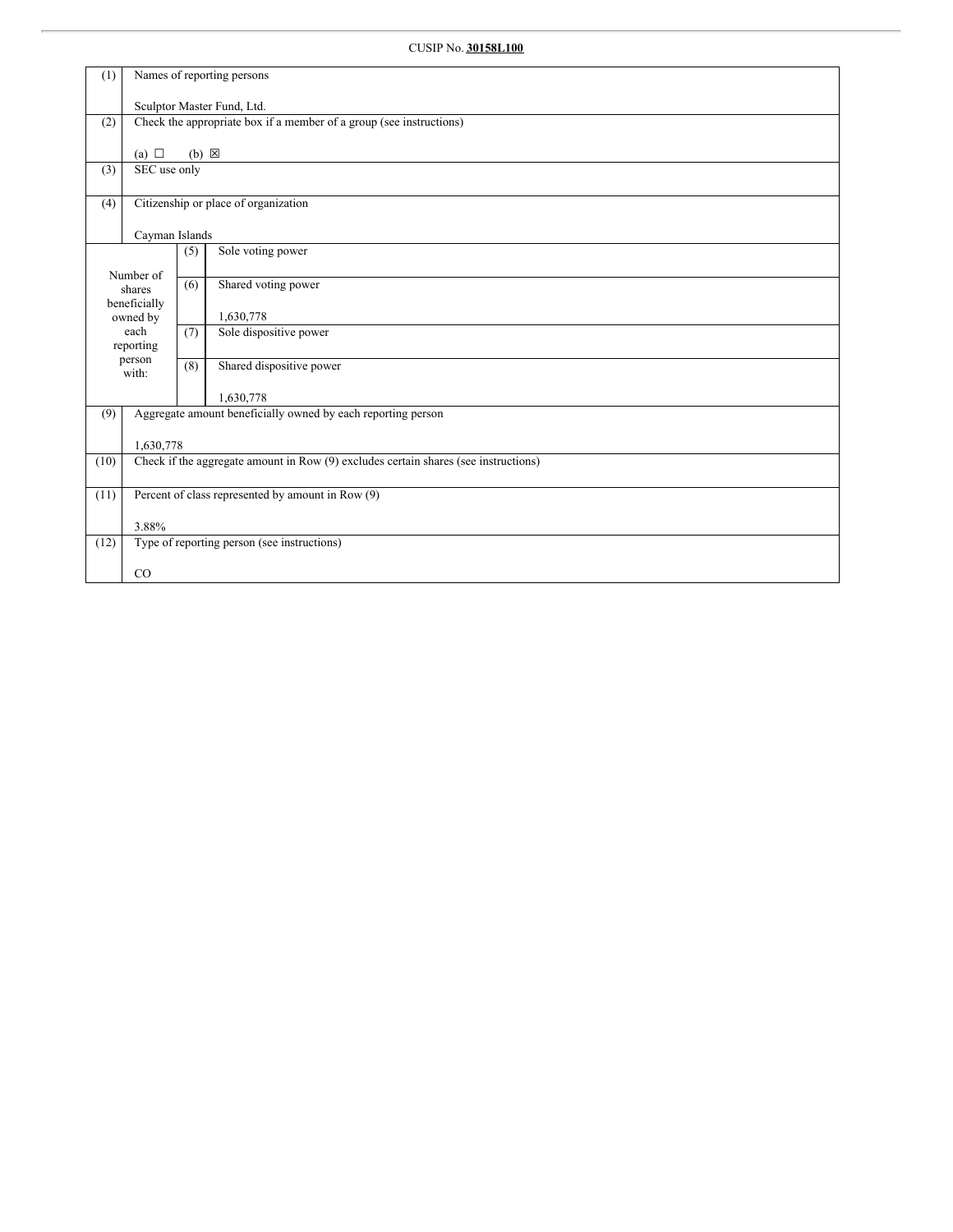CUSIP No. **30158L100**

| (1) | Names of reporting persons<br><br>Sculptor Master Fund, Ltd. | |
|---|---|---|
| (2) | Check the appropriate box if a member of a group (see instructions)<br><br>(a) ☐ (b) ☒ | |
| (3) | SEC use only | |
| (4) | Citizenship or place of organization<br><br>Cayman Islands | |
| Number of shares beneficially owned by each reporting person with: | (5) | Sole voting power |
| | (6) | Shared voting power<br><br>1,630,778 |
| | (7) | Sole dispositive power |
| | (8) | Shared dispositive power<br><br>1,630,778 |
| (9) | Aggregate amount beneficially owned by each reporting person<br><br>1,630,778 | |
| (10) | Check if the aggregate amount in Row (9) excludes certain shares (see instructions) | |
| (11) | Percent of class represented by amount in Row (9)<br><br>3.88% | |
| (12) | Type of reporting person (see instructions)<br><br>CO | |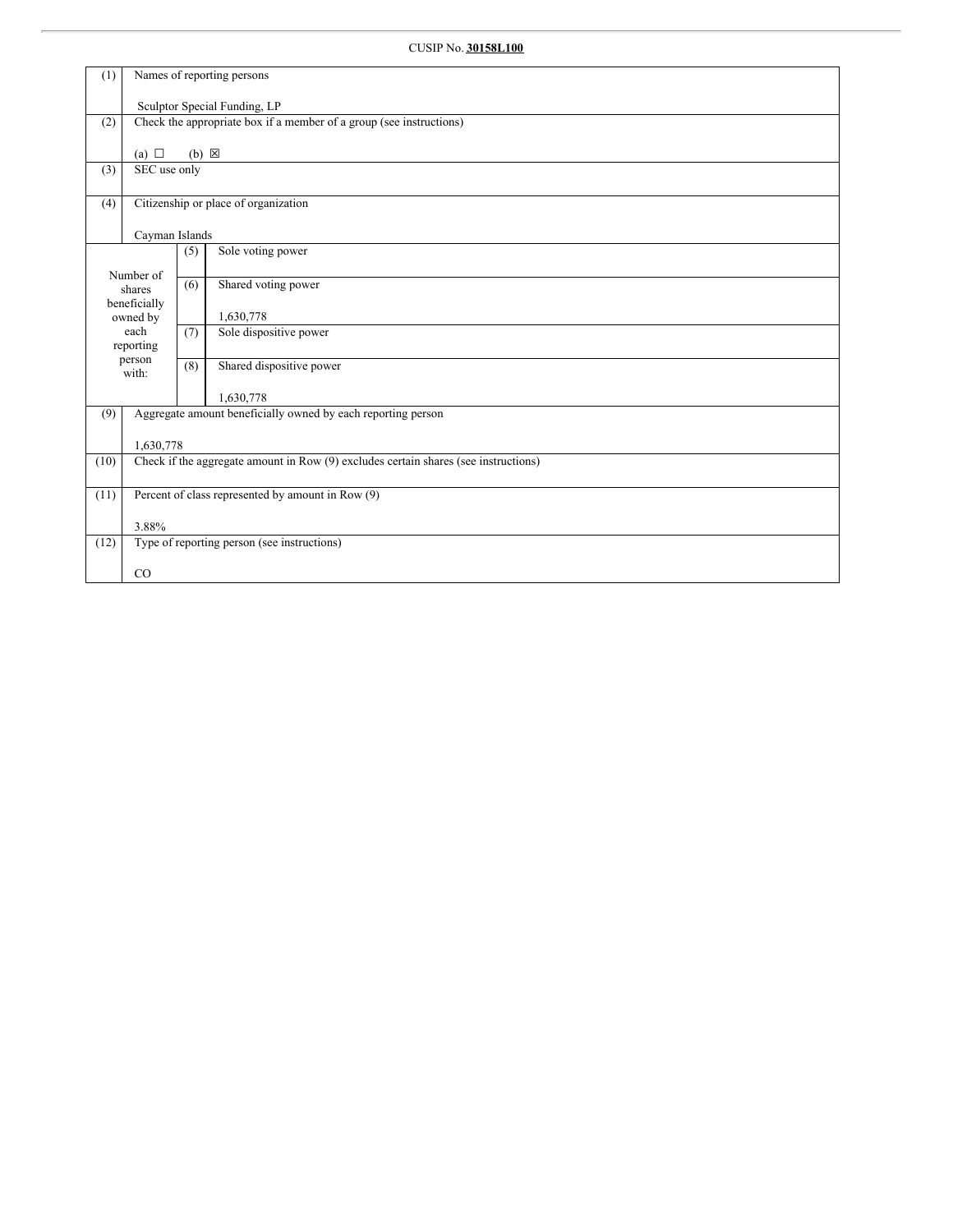CUSIP No. **30158L100**

| (1) | Names of reporting persons<br><br>Sculptor Special Funding, LP | | |
|---|---|---|---|
| (2) | Check the appropriate box if a member of a group (see instructions)<br><br>(a) ☐ (b) ☒ | | |
| (3) | SEC use only | | |
| (4) | Citizenship or place of organization<br><br>Cayman Islands | | |
| Number of shares beneficially owned by each reporting person with: | (5) | Sole voting power | |
| | (6) | Shared voting power<br><br>1,630,778 | |
| | (7) | Sole dispositive power | |
| | (8) | Shared dispositive power<br><br>1,630,778 | |
| (9) | Aggregate amount beneficially owned by each reporting person<br><br>1,630,778 | | |
| (10) | Check if the aggregate amount in Row (9) excludes certain shares (see instructions) | | |
| (11) | Percent of class represented by amount in Row (9)<br><br>3.88% | | |
| (12) | Type of reporting person (see instructions)<br><br>CO | | |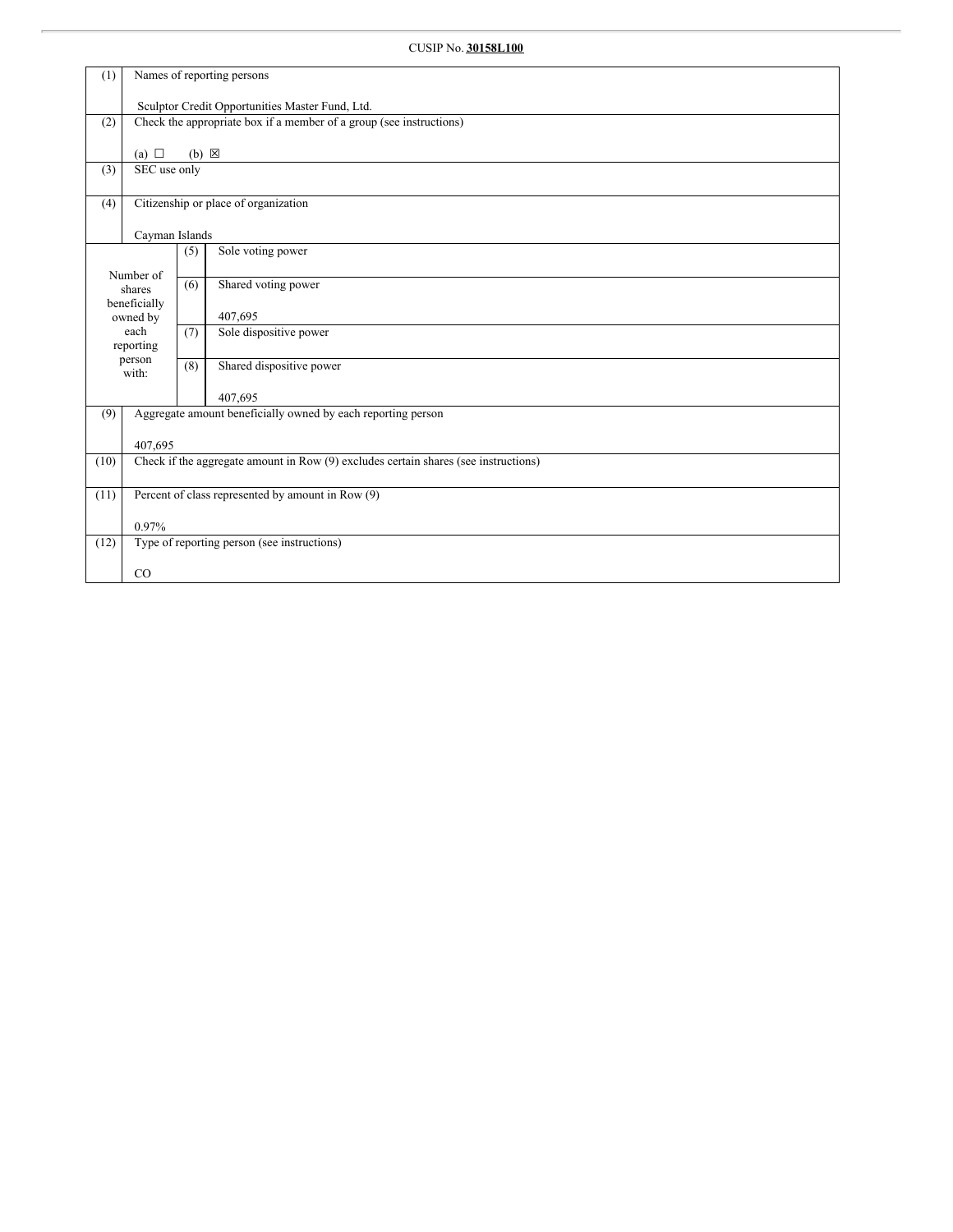CUSIP No. **30158L100**

| | | | |
|---|---|---|---|
| (1) | Names of reporting persons<br><br>Sculptor Credit Opportunities Master Fund, Ltd. | | |
| (2) | Check the appropriate box if a member of a group (see instructions)<br><br>(a) ☐ (b) ☒ | | |
| (3) | SEC use only | | |
| (4) | Citizenship or place of organization<br><br>Cayman Islands | | |
| Number of shares beneficially owned by each reporting person with: | | (5) | Sole voting power |
| | | (6) | Shared voting power<br><br>407,695 |
| | | (7) | Sole dispositive power |
| | | (8) | Shared dispositive power<br><br>407,695 |
| (9) | Aggregate amount beneficially owned by each reporting person<br><br>407,695 | | |
| (10) | Check if the aggregate amount in Row (9) excludes certain shares (see instructions) | | |
| (11) | Percent of class represented by amount in Row (9)<br><br>0.97% | | |
| (12) | Type of reporting person (see instructions)<br><br>CO | | |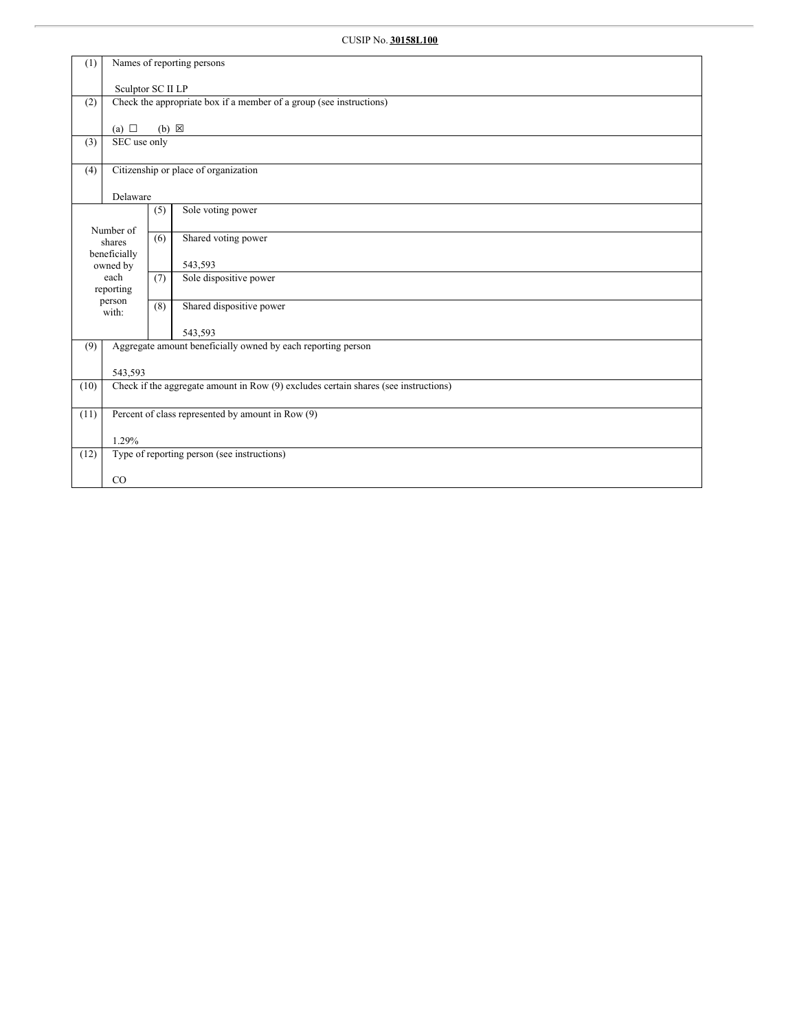CUSIP No. **30158L100**

| (1) | Names of reporting persons<br><br>Sculptor SC II LP | | |
|---|---|---|---|
| (2) | Check the appropriate box if a member of a group (see instructions)<br><br>(a) ☐ (b) ☒ | | |
| (3) | SEC use only | | |
| (4) | Citizenship or place of organization<br><br>Delaware | | |
| Number of shares beneficially owned by each reporting person with: | (5) | Sole voting power | |
| | (6) | Shared voting power<br><br>543,593 | |
| | (7) | Sole dispositive power | |
| | (8) | Shared dispositive power<br><br>543,593 | |
| (9) | Aggregate amount beneficially owned by each reporting person<br><br>543,593 | | |
| (10) | Check if the aggregate amount in Row (9) excludes certain shares (see instructions) | | |
| (11) | Percent of class represented by amount in Row (9)<br><br>1.29% | | |
| (12) | Type of reporting person (see instructions)<br><br>CO | | |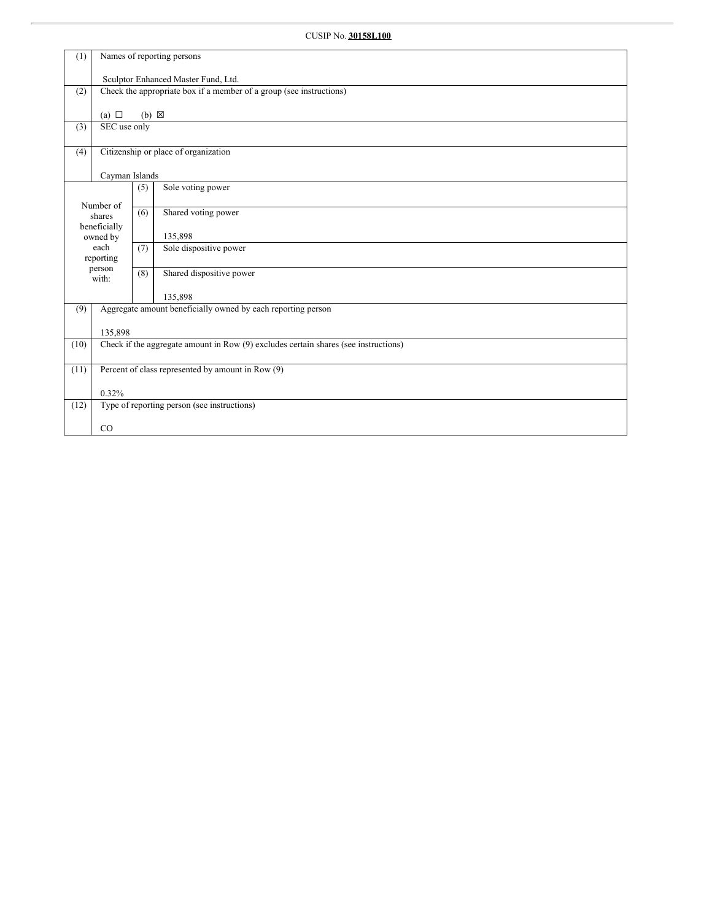CUSIP No. **30158L100**

| | | | |
|---|---|---|---|
| (1) | Names of reporting persons<br><br>Sculptor Enhanced Master Fund, Ltd. | | |
| (2) | Check the appropriate box if a member of a group (see instructions)<br><br>(a) ☐ (b) ☒ | | |
| (3) | SEC use only | | |
| (4) | Citizenship or place of organization<br><br>Cayman Islands | | |
| Number of shares beneficially owned by each reporting person with: | (5) | Sole voting power | |
| | (6) | Shared voting power<br><br>135,898 | |
| | (7) | Sole dispositive power | |
| | (8) | Shared dispositive power<br><br>135,898 | |
| (9) | Aggregate amount beneficially owned by each reporting person<br><br>135,898 | | |
| (10) | Check if the aggregate amount in Row (9) excludes certain shares (see instructions) | | |
| (11) | Percent of class represented by amount in Row (9)<br><br>0.32% | | |
| (12) | Type of reporting person (see instructions)<br><br>CO | | |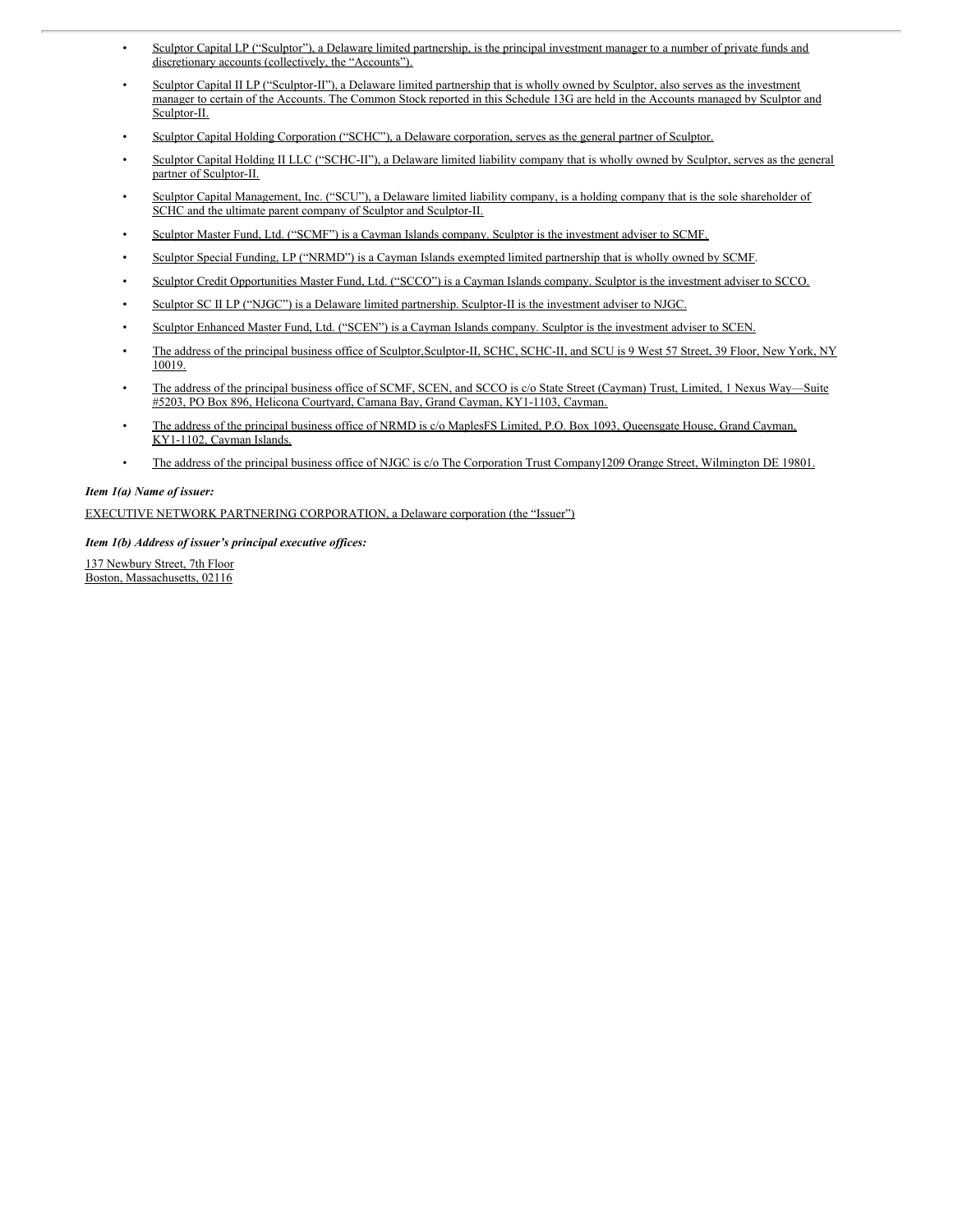- Sculptor Capital LP ("Sculptor"), a Delaware limited partnership, is the principal investment manager to a number of private funds and discretionary accounts (collectively, the "Accounts").
- Sculptor Capital II LP ("Sculptor-II"), a Delaware limited partnership that is wholly owned by Sculptor, also serves as the investment manager to certain of the Accounts. The Common Stock reported in this Schedule 13G are held in the Accounts managed by Sculptor and Sculptor-II.
- Sculptor Capital Holding Corporation ("SCHC"), a Delaware corporation, serves as the general partner of Sculptor.
- Sculptor Capital Holding II LLC ("SCHC-II"), a Delaware limited liability company that is wholly owned by Sculptor, serves as the general partner of Sculptor-II.
- Sculptor Capital Management, Inc. ("SCU"), a Delaware limited liability company, is a holding company that is the sole shareholder of SCHC and the ultimate parent company of Sculptor and Sculptor-II.
- Sculptor Master Fund, Ltd. ("SCMF") is a Cayman Islands company. Sculptor is the investment adviser to SCMF.
- Sculptor Special Funding, LP ("NRMD") is a Cayman Islands exempted limited partnership that is wholly owned by SCMF.
- Sculptor Credit Opportunities Master Fund, Ltd. ("SCCO") is a Cayman Islands company. Sculptor is the investment adviser to SCCO.
- Sculptor SC II LP ("NJGC") is a Delaware limited partnership. Sculptor-II is the investment adviser to NJGC.
- Sculptor Enhanced Master Fund, Ltd. ("SCEN") is a Cayman Islands company. Sculptor is the investment adviser to SCEN.
- The address of the principal business office of Sculptor,Sculptor-II, SCHC, SCHC-II, and SCU is 9 West 57 Street, 39 Floor, New York, NY 10019.
- The address of the principal business office of SCMF, SCEN, and SCCO is c/o State Street (Cayman) Trust, Limited, 1 Nexus Way—Suite #5203, PO Box 896, Helicona Courtyard, Camana Bay, Grand Cayman, KY1-1103, Cayman.
- The address of the principal business office of NRMD is c/o MaplesFS Limited, P.O. Box 1093, Queensgate House, Grand Cayman, KY1-1102, Cayman Islands.
- The address of the principal business office of NJGC is c/o The Corporation Trust Company1209 Orange Street, Wilmington DE 19801.

***Item 1(a) Name of issuer:***

EXECUTIVE NETWORK PARTNERING CORPORATION, a Delaware corporation (the "Issuer")

***Item 1(b) Address of issuer's principal executive offices:***

137 Newbury Street, 7th Floor
Boston, Massachusetts, 02116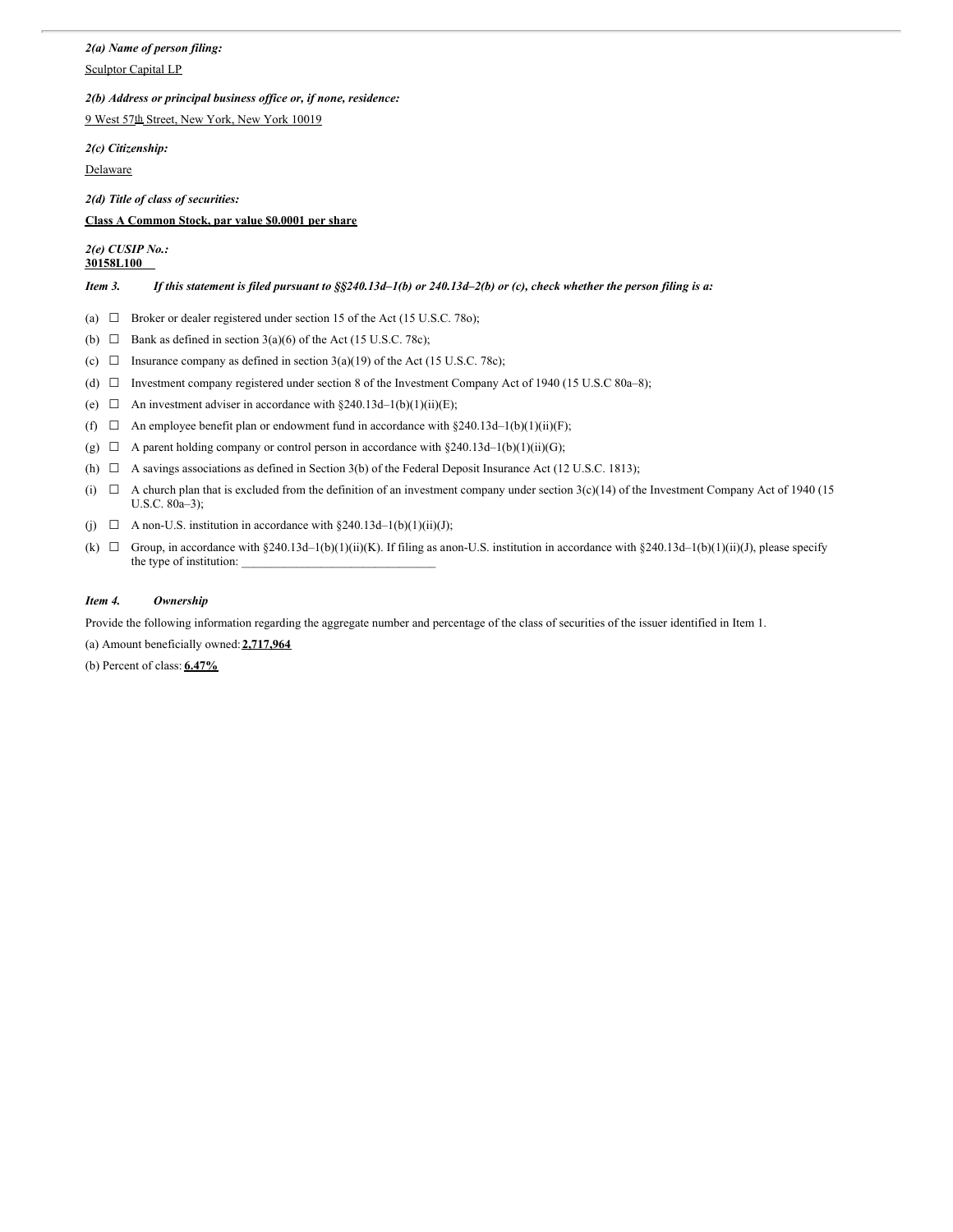*2(a) Name of person filing:*

Sculptor Capital LP

*2(b) Address or principal business office or, if none, residence:*

9 West 57th Street, New York, New York 10019

*2(c) Citizenship:*

Delaware

*2(d) Title of class of securities:*

**Class A Common Stock, par value $0.0001 per share**

*2(e) CUSIP No.:*

**30158L100**

***Item 3.*** ***If this statement is filed pursuant to §§240.13d–1(b) or 240.13d–2(b) or (c), check whether the person filing is a:***

(a) ☐ Broker or dealer registered under section 15 of the Act (15 U.S.C. 78o);

(b) ☐ Bank as defined in section 3(a)(6) of the Act (15 U.S.C. 78c);

(c) ☐ Insurance company as defined in section 3(a)(19) of the Act (15 U.S.C. 78c);

(d) ☐ Investment company registered under section 8 of the Investment Company Act of 1940 (15 U.S.C 80a–8);

(e) ☐ An investment adviser in accordance with §240.13d–1(b)(1)(ii)(E);

(f) ☐ An employee benefit plan or endowment fund in accordance with §240.13d–1(b)(1)(ii)(F);

(g) ☐ A parent holding company or control person in accordance with §240.13d–1(b)(1)(ii)(G);

(h) ☐ A savings associations as defined in Section 3(b) of the Federal Deposit Insurance Act (12 U.S.C. 1813);

(i) ☐ A church plan that is excluded from the definition of an investment company under section 3(c)(14) of the Investment Company Act of 1940 (15 U.S.C. 80a–3);

(j) ☐ A non-U.S. institution in accordance with §240.13d–1(b)(1)(ii)(J);

(k) ☐ Group, in accordance with §240.13d–1(b)(1)(ii)(K). If filing as anon-U.S. institution in accordance with §240.13d–1(b)(1)(ii)(J), please specify the type of institution: \_\_\_\_\_\_\_\_\_\_\_\_\_\_\_\_\_\_\_\_\_\_\_\_\_\_\_\_\_\_\_

***Item 4.*** ***Ownership***

Provide the following information regarding the aggregate number and percentage of the class of securities of the issuer identified in Item 1.

(a) Amount beneficially owned: **2,717,964**

(b) Percent of class: **6.47%**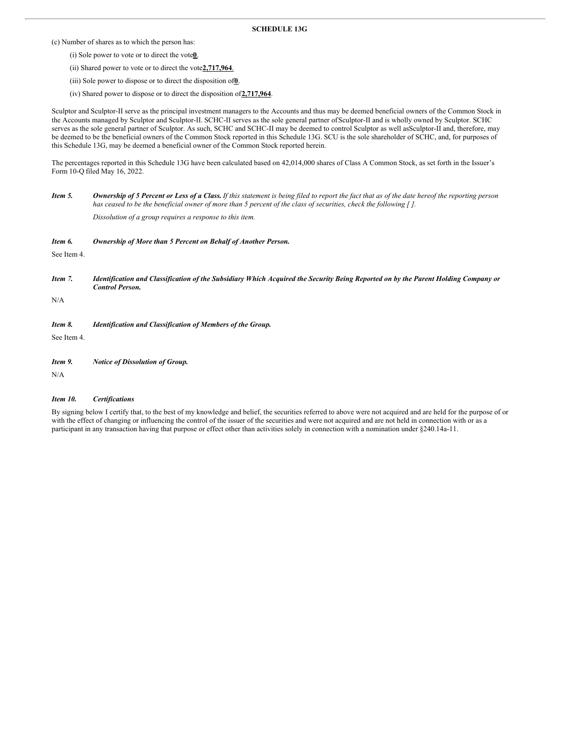**SCHEDULE 13G**

(c) Number of shares as to which the person has:

(i) Sole power to vote or to direct the vote **0**.

(ii) Shared power to vote or to direct the vote **2,717,964**.

(iii) Sole power to dispose or to direct the disposition of **0**.

(iv) Shared power to dispose or to direct the disposition of **2,717,964**.

Sculptor and Sculptor-II serve as the principal investment managers to the Accounts and thus may be deemed beneficial owners of the Common Stock in the Accounts managed by Sculptor and Sculptor-II. SCHC-II serves as the sole general partner of Sculptor-II and is wholly owned by Sculptor. SCHC serves as the sole general partner of Sculptor. As such, SCHC and SCHC-II may be deemed to control Sculptor as well as Sculptor-II and, therefore, may be deemed to be the beneficial owners of the Common Stock reported in this Schedule 13G. SCU is the sole shareholder of SCHC, and, for purposes of this Schedule 13G, may be deemed a beneficial owner of the Common Stock reported herein.

The percentages reported in this Schedule 13G have been calculated based on 42,014,000 shares of Class A Common Stock, as set forth in the Issuer's Form 10-Q filed May 16, 2022.

***Item 5. Ownership of 5 Percent or Less of a Class.*** *If this statement is being filed to report the fact that as of the date hereof the reporting person has ceased to be the beneficial owner of more than 5 percent of the class of securities, check the following [ ].*

*Dissolution of a group requires a response to this item.*

***Item 6. Ownership of More than 5 Percent on Behalf of Another Person.***

See Item 4.

***Item 7. Identification and Classification of the Subsidiary Which Acquired the Security Being Reported on by the Parent Holding Company or Control Person.***

N/A

***Item 8. Identification and Classification of Members of the Group.***

See Item 4.

***Item 9. Notice of Dissolution of Group.***

N/A

***Item 10. Certifications***

By signing below I certify that, to the best of my knowledge and belief, the securities referred to above were not acquired and are held for the purpose of or with the effect of changing or influencing the control of the issuer of the securities and were not acquired and are not held in connection with or as a participant in any transaction having that purpose or effect other than activities solely in connection with a nomination under §240.14a-11.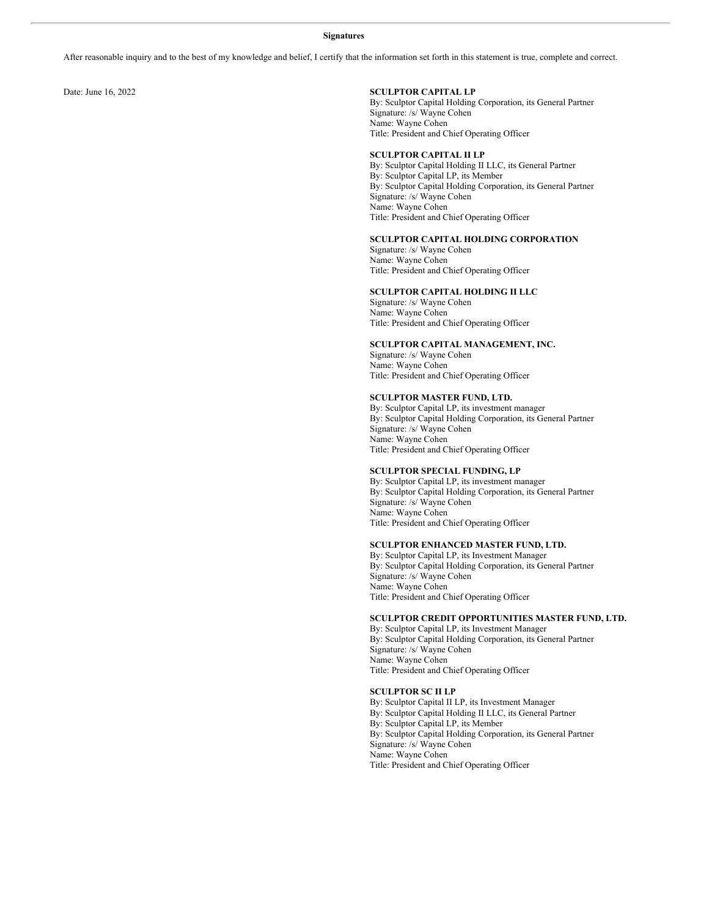**Signatures**

After reasonable inquiry and to the best of my knowledge and belief, I certify that the information set forth in this statement is true, complete and correct.

Date: June 16, 2022

**SCULPTOR CAPITAL LP**
By: Sculptor Capital Holding Corporation, its General Partner
Signature: /s/ Wayne Cohen
Name: Wayne Cohen
Title: President and Chief Operating Officer

**SCULPTOR CAPITAL II LP**
By: Sculptor Capital Holding II LLC, its General Partner
By: Sculptor Capital LP, its Member
By: Sculptor Capital Holding Corporation, its General Partner
Signature: /s/ Wayne Cohen
Name: Wayne Cohen
Title: President and Chief Operating Officer

**SCULPTOR CAPITAL HOLDING CORPORATION**
Signature: /s/ Wayne Cohen
Name: Wayne Cohen
Title: President and Chief Operating Officer

**SCULPTOR CAPITAL HOLDING II LLC**
Signature: /s/ Wayne Cohen
Name: Wayne Cohen
Title: President and Chief Operating Officer

**SCULPTOR CAPITAL MANAGEMENT, INC.**
Signature: /s/ Wayne Cohen
Name: Wayne Cohen
Title: President and Chief Operating Officer

**SCULPTOR MASTER FUND, LTD.**
By: Sculptor Capital LP, its investment manager
By: Sculptor Capital Holding Corporation, its General Partner
Signature: /s/ Wayne Cohen
Name: Wayne Cohen
Title: President and Chief Operating Officer

**SCULPTOR SPECIAL FUNDING, LP**
By: Sculptor Capital LP, its investment manager
By: Sculptor Capital Holding Corporation, its General Partner
Signature: /s/ Wayne Cohen
Name: Wayne Cohen
Title: President and Chief Operating Officer

**SCULPTOR ENHANCED MASTER FUND, LTD.**
By: Sculptor Capital LP, its Investment Manager
By: Sculptor Capital Holding Corporation, its General Partner
Signature: /s/ Wayne Cohen
Name: Wayne Cohen
Title: President and Chief Operating Officer

**SCULPTOR CREDIT OPPORTUNITIES MASTER FUND, LTD.**
By: Sculptor Capital LP, its Investment Manager
By: Sculptor Capital Holding Corporation, its General Partner
Signature: /s/ Wayne Cohen
Name: Wayne Cohen
Title: President and Chief Operating Officer

**SCULPTOR SC II LP**
By: Sculptor Capital II LP, its Investment Manager
By: Sculptor Capital Holding II LLC, its General Partner
By: Sculptor Capital LP, its Member
By: Sculptor Capital Holding Corporation, its General Partner
Signature: /s/ Wayne Cohen
Name: Wayne Cohen
Title: President and Chief Operating Officer